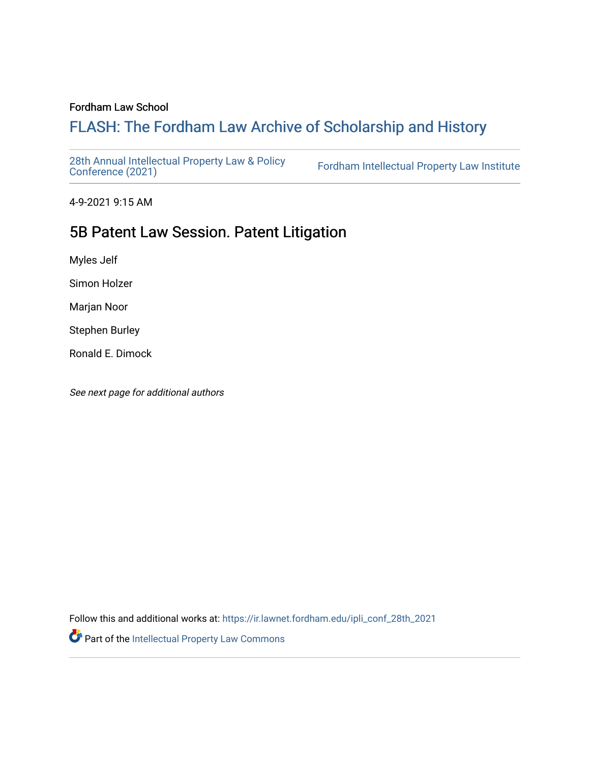Fordham Law School

# FLASH: The Fordham Law Archive of Scholarship and History

28th Annual Intellectual Property Law & Policy Conference (2021) | Fordham Intellectual Property Law Institute

4-9-2021 9:15 AM

## 5B Patent Law Session. Patent Litigation

Myles Jelf

Simon Holzer

Marjan Noor

Stephen Burley

Ronald E. Dimock

*See next page for additional authors*

Follow this and additional works at: https://ir.lawnet.fordham.edu/ipli_conf_28th_2021

Part of the Intellectual Property Law Commons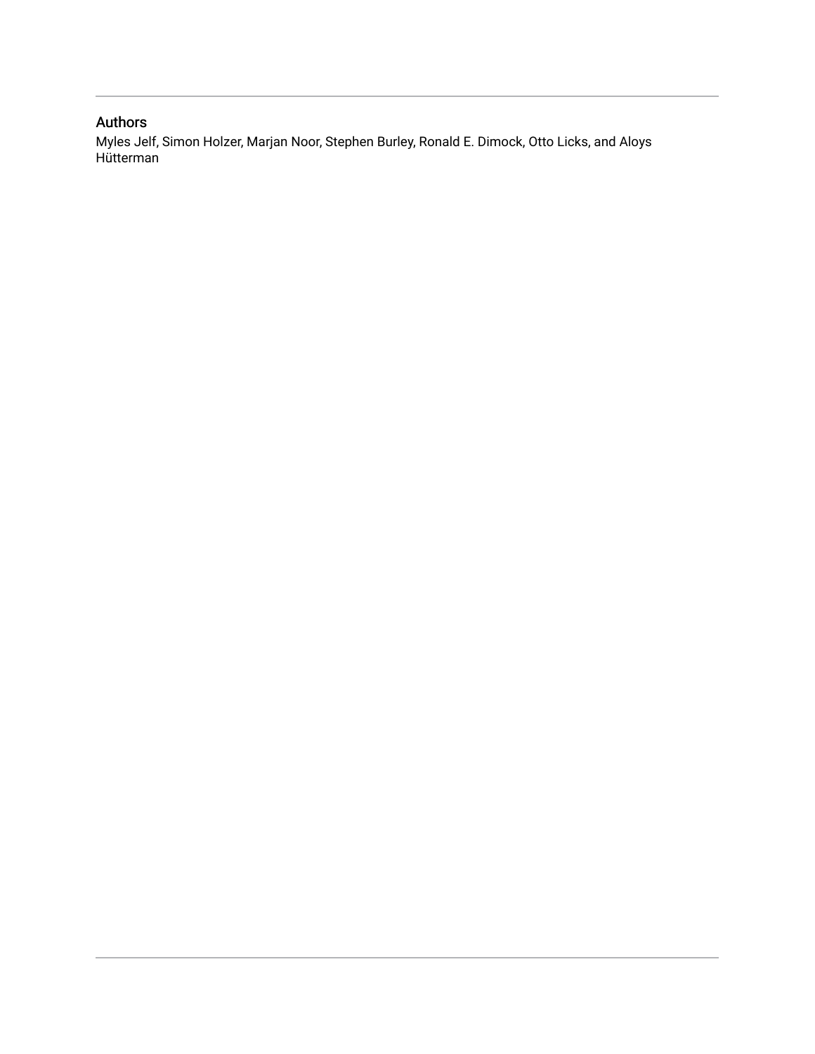## Authors

Myles Jelf, Simon Holzer, Marjan Noor, Stephen Burley, Ronald E. Dimock, Otto Licks, and Aloys Hütterman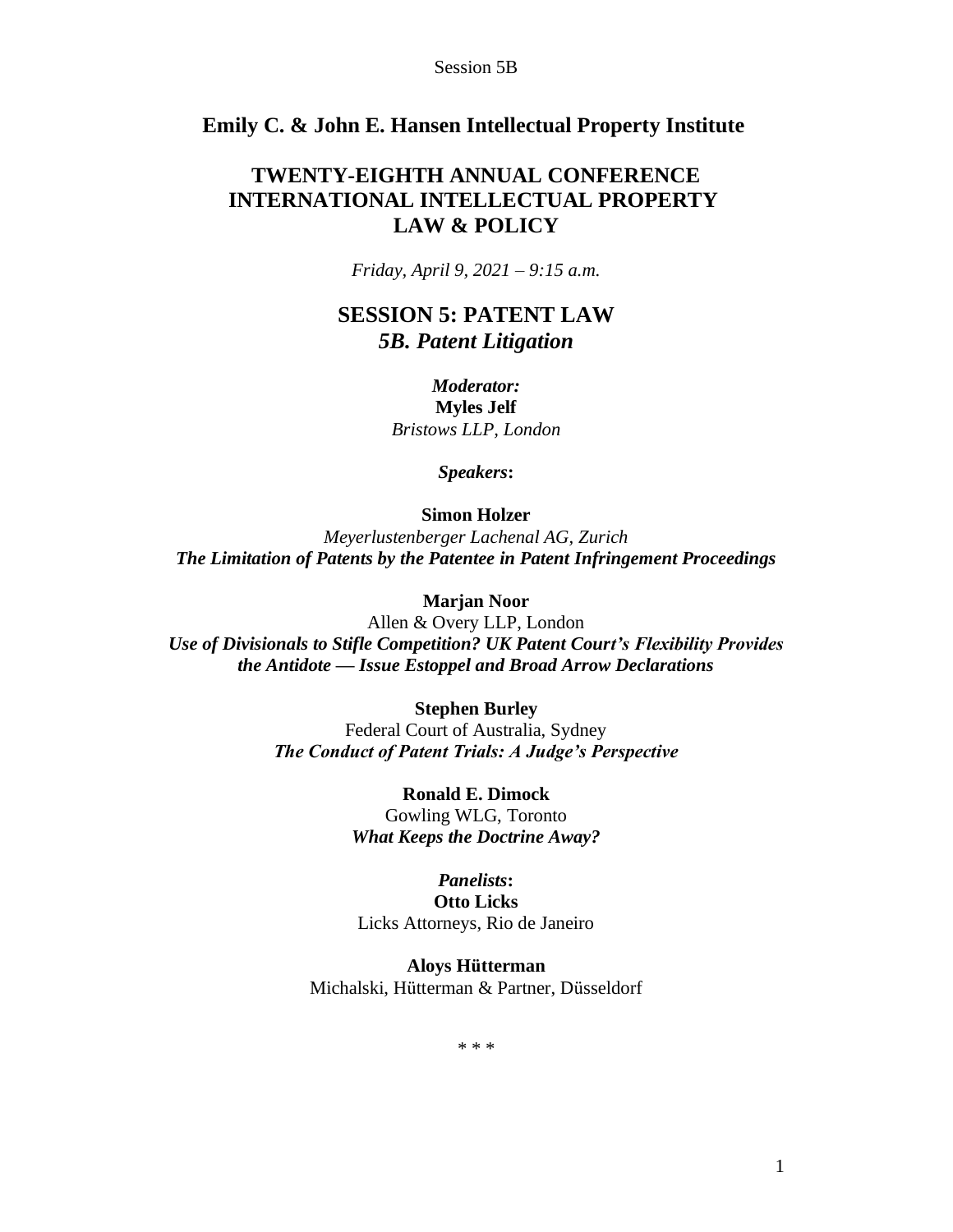**Emily C. & John E. Hansen Intellectual Property Institute**

# TWENTY-EIGHTH ANNUAL CONFERENCE INTERNATIONAL INTELLECTUAL PROPERTY LAW & POLICY

*Friday, April 9, 2021 – 9:15 a.m.*

## SESSION 5: PATENT LAW
## *5B. Patent Litigation*

***Moderator:***
**Myles Jelf**
*Bristows LLP, London*

***Speakers*:**

**Simon Holzer**
*Meyerlustenberger Lachenal AG, Zurich*
***The Limitation of Patents by the Patentee in Patent Infringement Proceedings***

**Marjan Noor**
Allen & Overy LLP, London
***Use of Divisionals to Stifle Competition? UK Patent Court's Flexibility Provides the Antidote — Issue Estoppel and Broad Arrow Declarations***

**Stephen Burley**
Federal Court of Australia, Sydney
***The Conduct of Patent Trials: A Judge's Perspective***

**Ronald E. Dimock**
Gowling WLG, Toronto
***What Keeps the Doctrine Away?***

***Panelists*:**
**Otto Licks**
Licks Attorneys, Rio de Janeiro

**Aloys Hütterman**
Michalski, Hütterman & Partner, Düsseldorf

\* \* \*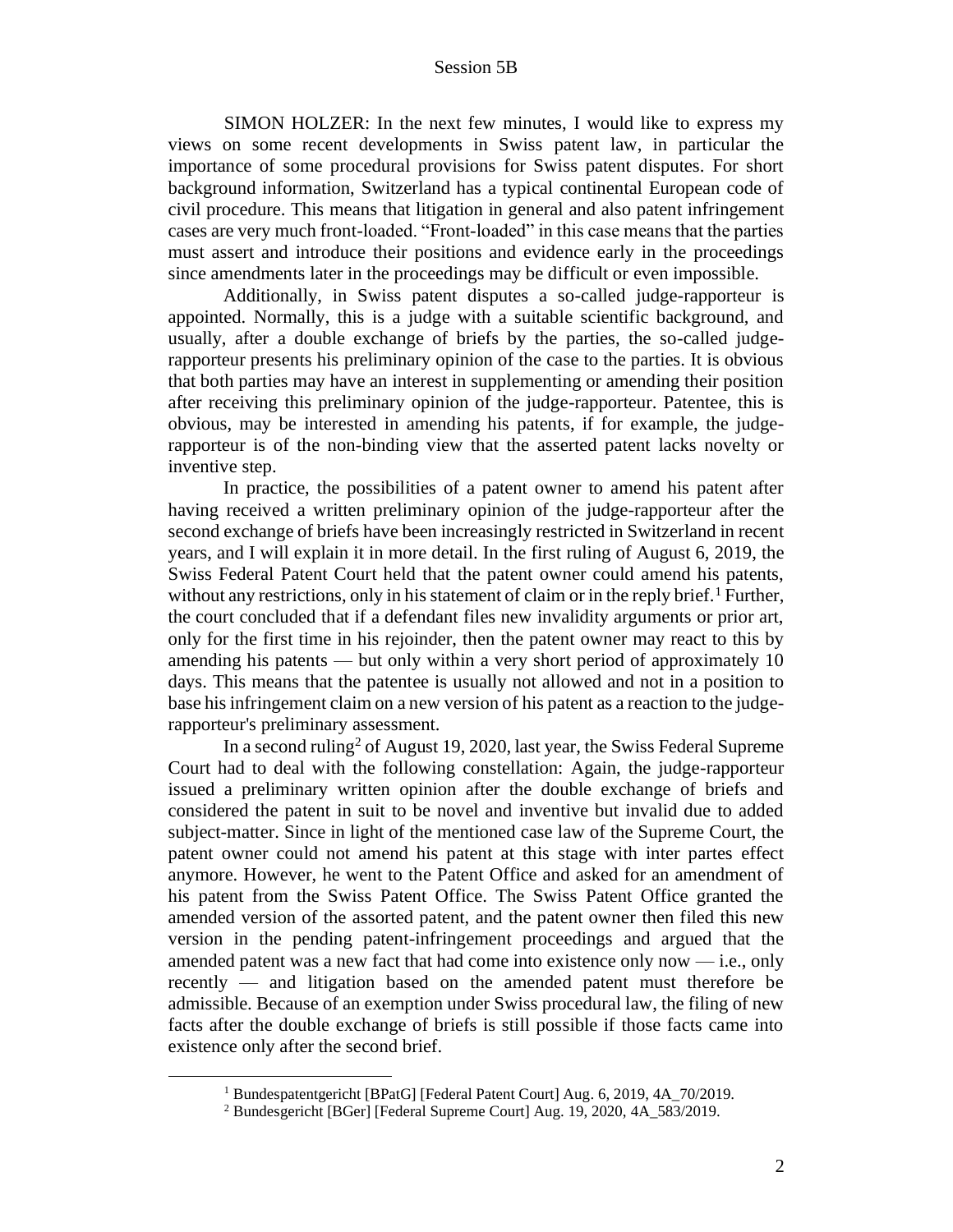SIMON HOLZER: In the next few minutes, I would like to express my views on some recent developments in Swiss patent law, in particular the importance of some procedural provisions for Swiss patent disputes. For short background information, Switzerland has a typical continental European code of civil procedure. This means that litigation in general and also patent infringement cases are very much front-loaded. "Front-loaded" in this case means that the parties must assert and introduce their positions and evidence early in the proceedings since amendments later in the proceedings may be difficult or even impossible.

Additionally, in Swiss patent disputes a so-called judge-rapporteur is appointed. Normally, this is a judge with a suitable scientific background, and usually, after a double exchange of briefs by the parties, the so-called judge-rapporteur presents his preliminary opinion of the case to the parties. It is obvious that both parties may have an interest in supplementing or amending their position after receiving this preliminary opinion of the judge-rapporteur. Patentee, this is obvious, may be interested in amending his patents, if for example, the judge-rapporteur is of the non-binding view that the asserted patent lacks novelty or inventive step.

In practice, the possibilities of a patent owner to amend his patent after having received a written preliminary opinion of the judge-rapporteur after the second exchange of briefs have been increasingly restricted in Switzerland in recent years, and I will explain it in more detail. In the first ruling of August 6, 2019, the Swiss Federal Patent Court held that the patent owner could amend his patents, without any restrictions, only in his statement of claim or in the reply brief.[1] Further, the court concluded that if a defendant files new invalidity arguments or prior art, only for the first time in his rejoinder, then the patent owner may react to this by amending his patents — but only within a very short period of approximately 10 days. This means that the patentee is usually not allowed and not in a position to base his infringement claim on a new version of his patent as a reaction to the judge-rapporteur's preliminary assessment.

In a second ruling[2] of August 19, 2020, last year, the Swiss Federal Supreme Court had to deal with the following constellation: Again, the judge-rapporteur issued a preliminary written opinion after the double exchange of briefs and considered the patent in suit to be novel and inventive but invalid due to added subject-matter. Since in light of the mentioned case law of the Supreme Court, the patent owner could not amend his patent at this stage with inter partes effect anymore. However, he went to the Patent Office and asked for an amendment of his patent from the Swiss Patent Office. The Swiss Patent Office granted the amended version of the assorted patent, and the patent owner then filed this new version in the pending patent-infringement proceedings and argued that the amended patent was a new fact that had come into existence only now — i.e., only recently — and litigation based on the amended patent must therefore be admissible. Because of an exemption under Swiss procedural law, the filing of new facts after the double exchange of briefs is still possible if those facts came into existence only after the second brief.

---

[1] Bundespatentgericht [BPatG] [Federal Patent Court] Aug. 6, 2019, 4A_70/2019.

[2] Bundesgericht [BGer] [Federal Supreme Court] Aug. 19, 2020, 4A_583/2019.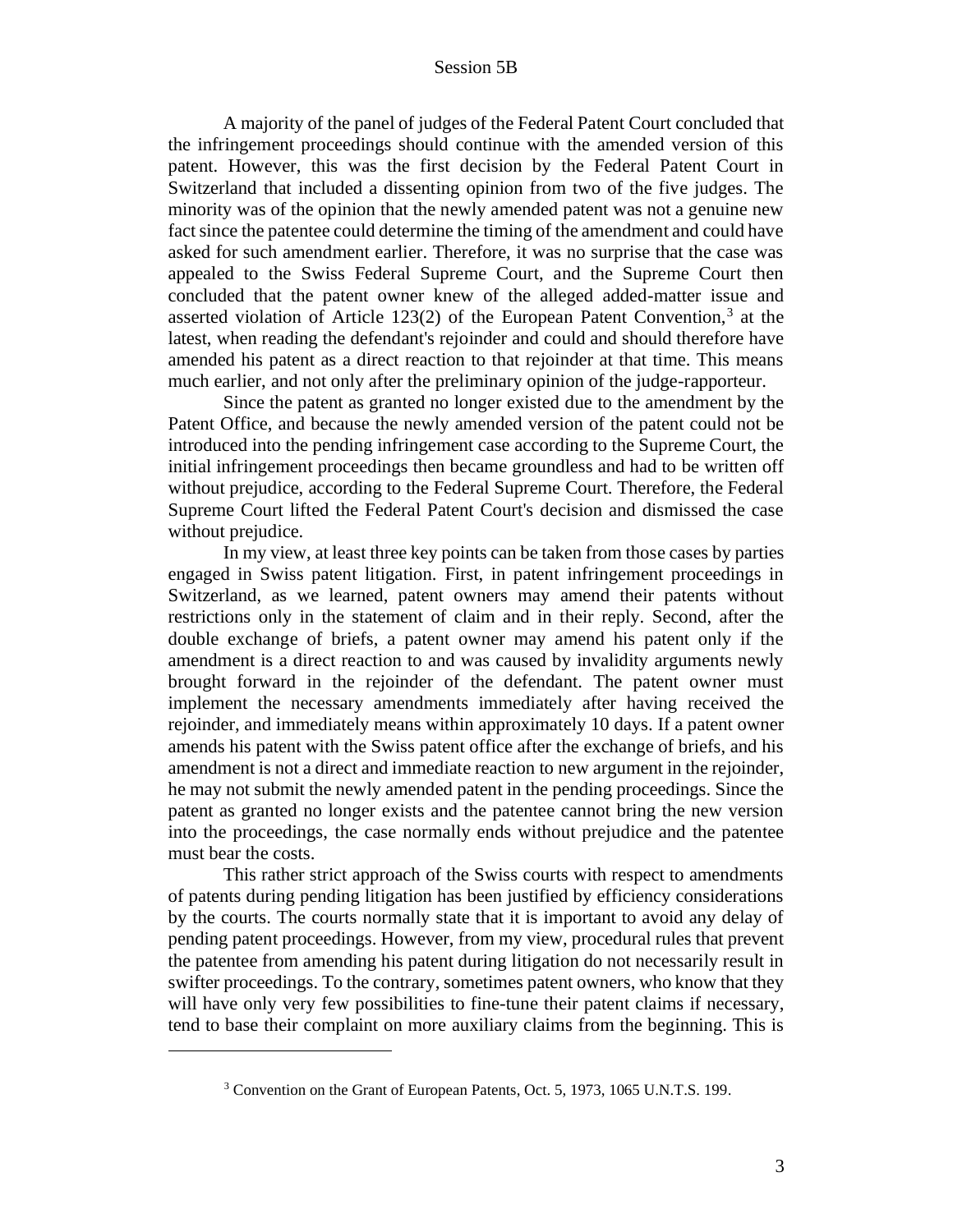A majority of the panel of judges of the Federal Patent Court concluded that the infringement proceedings should continue with the amended version of this patent. However, this was the first decision by the Federal Patent Court in Switzerland that included a dissenting opinion from two of the five judges. The minority was of the opinion that the newly amended patent was not a genuine new fact since the patentee could determine the timing of the amendment and could have asked for such amendment earlier. Therefore, it was no surprise that the case was appealed to the Swiss Federal Supreme Court, and the Supreme Court then concluded that the patent owner knew of the alleged added-matter issue and asserted violation of Article 123(2) of the European Patent Convention,[3] at the latest, when reading the defendant's rejoinder and could and should therefore have amended his patent as a direct reaction to that rejoinder at that time. This means much earlier, and not only after the preliminary opinion of the judge-rapporteur.

Since the patent as granted no longer existed due to the amendment by the Patent Office, and because the newly amended version of the patent could not be introduced into the pending infringement case according to the Supreme Court, the initial infringement proceedings then became groundless and had to be written off without prejudice, according to the Federal Supreme Court. Therefore, the Federal Supreme Court lifted the Federal Patent Court's decision and dismissed the case without prejudice.

In my view, at least three key points can be taken from those cases by parties engaged in Swiss patent litigation. First, in patent infringement proceedings in Switzerland, as we learned, patent owners may amend their patents without restrictions only in the statement of claim and in their reply. Second, after the double exchange of briefs, a patent owner may amend his patent only if the amendment is a direct reaction to and was caused by invalidity arguments newly brought forward in the rejoinder of the defendant. The patent owner must implement the necessary amendments immediately after having received the rejoinder, and immediately means within approximately 10 days. If a patent owner amends his patent with the Swiss patent office after the exchange of briefs, and his amendment is not a direct and immediate reaction to new argument in the rejoinder, he may not submit the newly amended patent in the pending proceedings. Since the patent as granted no longer exists and the patentee cannot bring the new version into the proceedings, the case normally ends without prejudice and the patentee must bear the costs.

This rather strict approach of the Swiss courts with respect to amendments of patents during pending litigation has been justified by efficiency considerations by the courts. The courts normally state that it is important to avoid any delay of pending patent proceedings. However, from my view, procedural rules that prevent the patentee from amending his patent during litigation do not necessarily result in swifter proceedings. To the contrary, sometimes patent owners, who know that they will have only very few possibilities to fine-tune their patent claims if necessary, tend to base their complaint on more auxiliary claims from the beginning. This is

---

[3] Convention on the Grant of European Patents, Oct. 5, 1973, 1065 U.N.T.S. 199.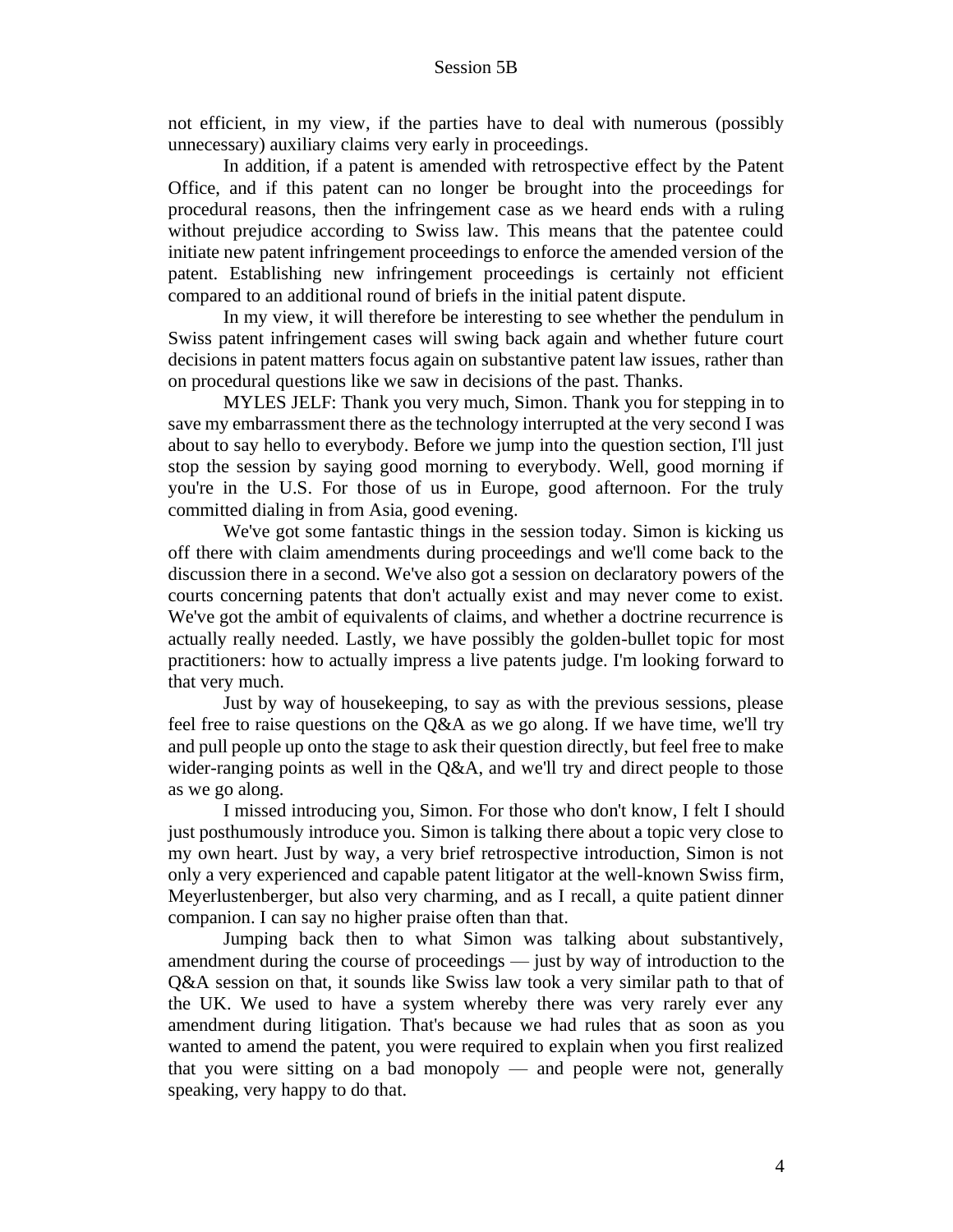not efficient, in my view, if the parties have to deal with numerous (possibly unnecessary) auxiliary claims very early in proceedings.

In addition, if a patent is amended with retrospective effect by the Patent Office, and if this patent can no longer be brought into the proceedings for procedural reasons, then the infringement case as we heard ends with a ruling without prejudice according to Swiss law. This means that the patentee could initiate new patent infringement proceedings to enforce the amended version of the patent. Establishing new infringement proceedings is certainly not efficient compared to an additional round of briefs in the initial patent dispute.

In my view, it will therefore be interesting to see whether the pendulum in Swiss patent infringement cases will swing back again and whether future court decisions in patent matters focus again on substantive patent law issues, rather than on procedural questions like we saw in decisions of the past. Thanks.

MYLES JELF: Thank you very much, Simon. Thank you for stepping in to save my embarrassment there as the technology interrupted at the very second I was about to say hello to everybody. Before we jump into the question section, I'll just stop the session by saying good morning to everybody. Well, good morning if you're in the U.S. For those of us in Europe, good afternoon. For the truly committed dialing in from Asia, good evening.

We've got some fantastic things in the session today. Simon is kicking us off there with claim amendments during proceedings and we'll come back to the discussion there in a second. We've also got a session on declaratory powers of the courts concerning patents that don't actually exist and may never come to exist. We've got the ambit of equivalents of claims, and whether a doctrine recurrence is actually really needed. Lastly, we have possibly the golden-bullet topic for most practitioners: how to actually impress a live patents judge. I'm looking forward to that very much.

Just by way of housekeeping, to say as with the previous sessions, please feel free to raise questions on the Q&A as we go along. If we have time, we'll try and pull people up onto the stage to ask their question directly, but feel free to make wider-ranging points as well in the Q&A, and we'll try and direct people to those as we go along.

I missed introducing you, Simon. For those who don't know, I felt I should just posthumously introduce you. Simon is talking there about a topic very close to my own heart. Just by way, a very brief retrospective introduction, Simon is not only a very experienced and capable patent litigator at the well-known Swiss firm, Meyerlustenberger, but also very charming, and as I recall, a quite patient dinner companion. I can say no higher praise often than that.

Jumping back then to what Simon was talking about substantively, amendment during the course of proceedings — just by way of introduction to the Q&A session on that, it sounds like Swiss law took a very similar path to that of the UK. We used to have a system whereby there was very rarely ever any amendment during litigation. That's because we had rules that as soon as you wanted to amend the patent, you were required to explain when you first realized that you were sitting on a bad monopoly — and people were not, generally speaking, very happy to do that.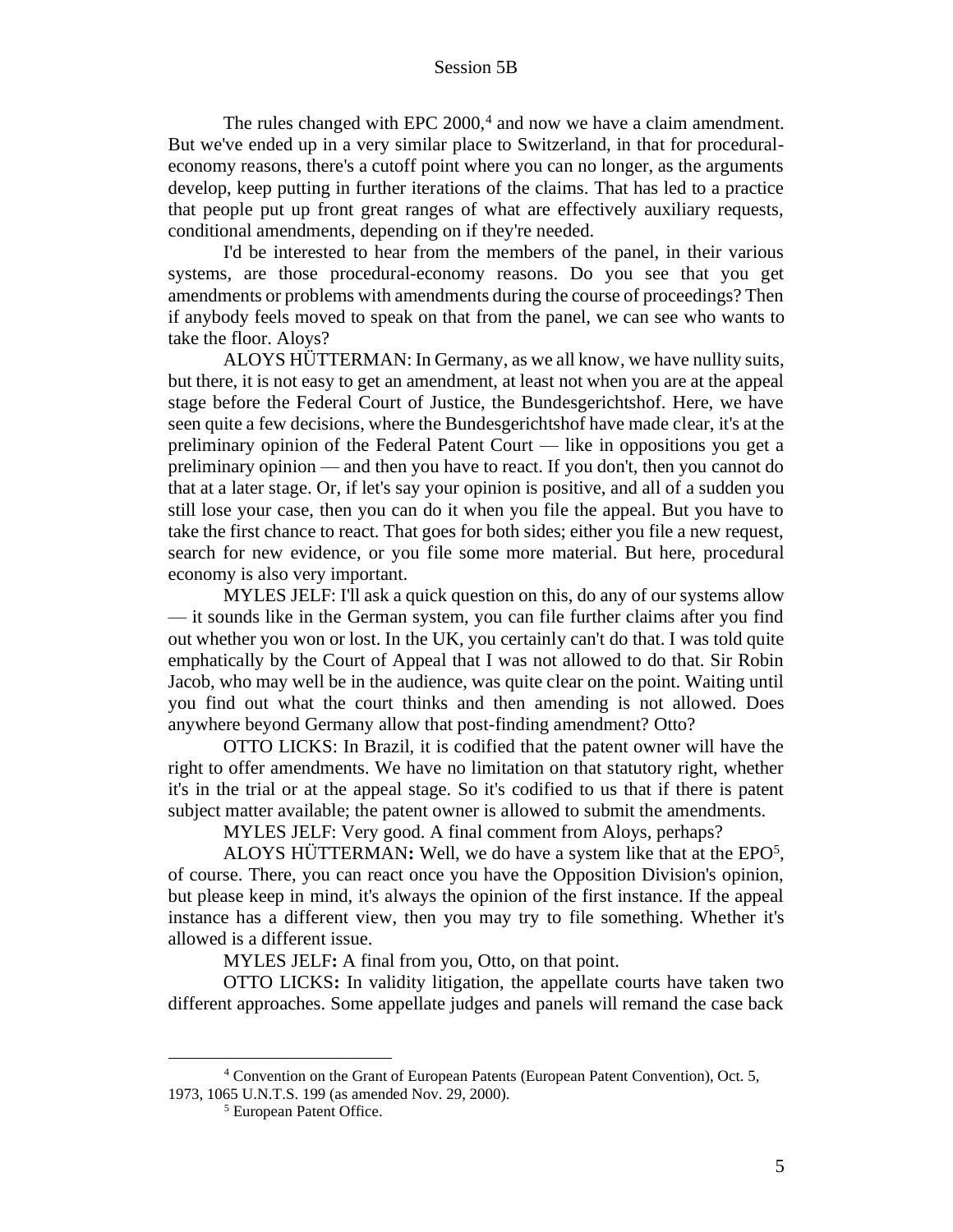The rules changed with EPC 2000,[4] and now we have a claim amendment. But we've ended up in a very similar place to Switzerland, in that for procedural-economy reasons, there's a cutoff point where you can no longer, as the arguments develop, keep putting in further iterations of the claims. That has led to a practice that people put up front great ranges of what are effectively auxiliary requests, conditional amendments, depending on if they're needed.

I'd be interested to hear from the members of the panel, in their various systems, are those procedural-economy reasons. Do you see that you get amendments or problems with amendments during the course of proceedings? Then if anybody feels moved to speak on that from the panel, we can see who wants to take the floor. Aloys?

ALOYS HÜTTERMAN: In Germany, as we all know, we have nullity suits, but there, it is not easy to get an amendment, at least not when you are at the appeal stage before the Federal Court of Justice, the Bundesgerichtshof. Here, we have seen quite a few decisions, where the Bundesgerichtshof have made clear, it's at the preliminary opinion of the Federal Patent Court — like in oppositions you get a preliminary opinion — and then you have to react. If you don't, then you cannot do that at a later stage. Or, if let's say your opinion is positive, and all of a sudden you still lose your case, then you can do it when you file the appeal. But you have to take the first chance to react. That goes for both sides; either you file a new request, search for new evidence, or you file some more material. But here, procedural economy is also very important.

MYLES JELF: I'll ask a quick question on this, do any of our systems allow — it sounds like in the German system, you can file further claims after you find out whether you won or lost. In the UK, you certainly can't do that. I was told quite emphatically by the Court of Appeal that I was not allowed to do that. Sir Robin Jacob, who may well be in the audience, was quite clear on the point. Waiting until you find out what the court thinks and then amending is not allowed. Does anywhere beyond Germany allow that post-finding amendment? Otto?

OTTO LICKS: In Brazil, it is codified that the patent owner will have the right to offer amendments. We have no limitation on that statutory right, whether it's in the trial or at the appeal stage. So it's codified to us that if there is patent subject matter available; the patent owner is allowed to submit the amendments.

MYLES JELF: Very good. A final comment from Aloys, perhaps?

ALOYS HÜTTERMAN**:** Well, we do have a system like that at the EPO[5], of course. There, you can react once you have the Opposition Division's opinion, but please keep in mind, it's always the opinion of the first instance. If the appeal instance has a different view, then you may try to file something. Whether it's allowed is a different issue.

MYLES JELF**:** A final from you, Otto, on that point.

OTTO LICKS**:** In validity litigation, the appellate courts have taken two different approaches. Some appellate judges and panels will remand the case back

---

[4] Convention on the Grant of European Patents (European Patent Convention), Oct. 5, 1973, 1065 U.N.T.S. 199 (as amended Nov. 29, 2000).

[5] European Patent Office.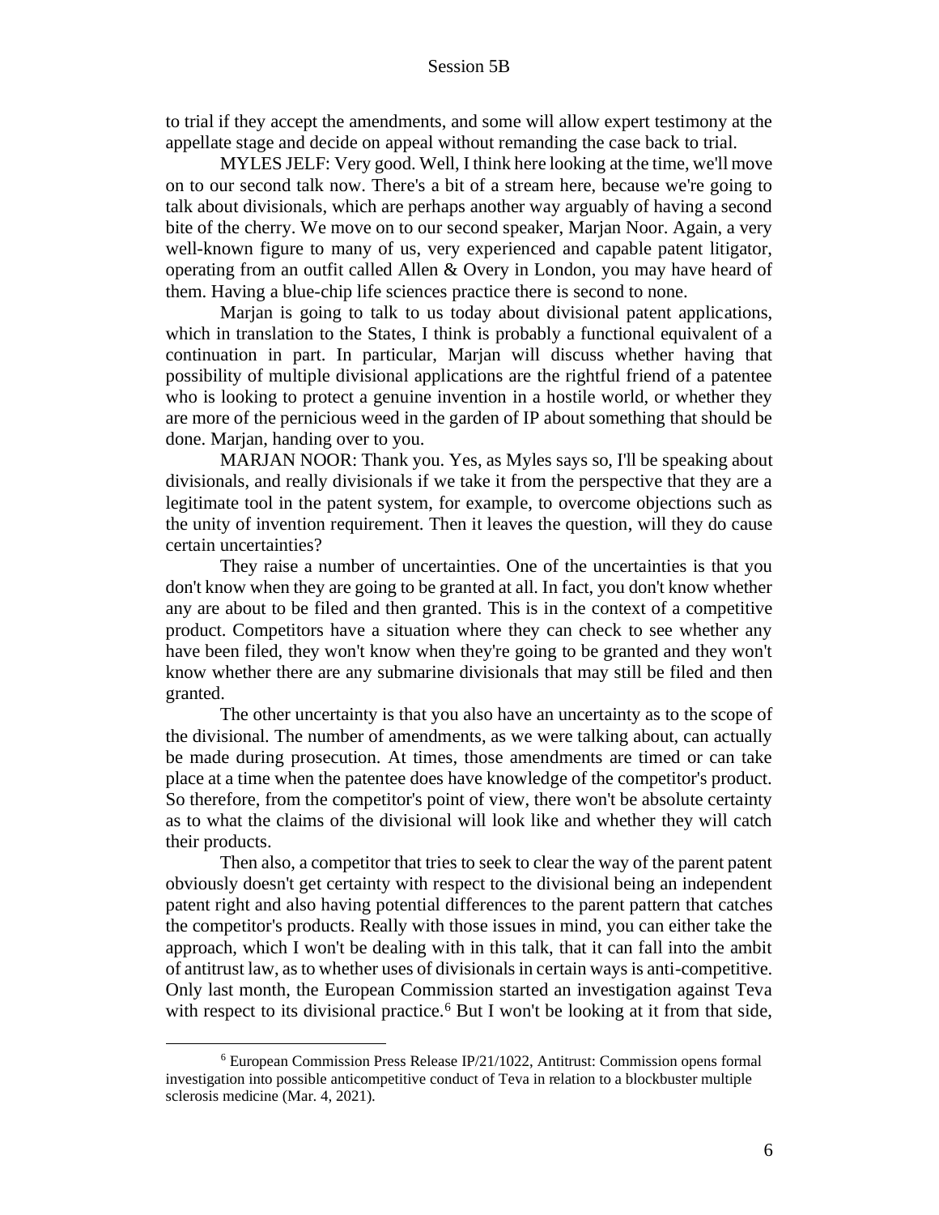to trial if they accept the amendments, and some will allow expert testimony at the appellate stage and decide on appeal without remanding the case back to trial.

MYLES JELF: Very good. Well, I think here looking at the time, we'll move on to our second talk now. There's a bit of a stream here, because we're going to talk about divisionals, which are perhaps another way arguably of having a second bite of the cherry. We move on to our second speaker, Marjan Noor. Again, a very well-known figure to many of us, very experienced and capable patent litigator, operating from an outfit called Allen & Overy in London, you may have heard of them. Having a blue-chip life sciences practice there is second to none.

Marjan is going to talk to us today about divisional patent applications, which in translation to the States, I think is probably a functional equivalent of a continuation in part. In particular, Marjan will discuss whether having that possibility of multiple divisional applications are the rightful friend of a patentee who is looking to protect a genuine invention in a hostile world, or whether they are more of the pernicious weed in the garden of IP about something that should be done. Marjan, handing over to you.

MARJAN NOOR: Thank you. Yes, as Myles says so, I'll be speaking about divisionals, and really divisionals if we take it from the perspective that they are a legitimate tool in the patent system, for example, to overcome objections such as the unity of invention requirement. Then it leaves the question, will they do cause certain uncertainties?

They raise a number of uncertainties. One of the uncertainties is that you don't know when they are going to be granted at all. In fact, you don't know whether any are about to be filed and then granted. This is in the context of a competitive product. Competitors have a situation where they can check to see whether any have been filed, they won't know when they're going to be granted and they won't know whether there are any submarine divisionals that may still be filed and then granted.

The other uncertainty is that you also have an uncertainty as to the scope of the divisional. The number of amendments, as we were talking about, can actually be made during prosecution. At times, those amendments are timed or can take place at a time when the patentee does have knowledge of the competitor's product. So therefore, from the competitor's point of view, there won't be absolute certainty as to what the claims of the divisional will look like and whether they will catch their products.

Then also, a competitor that tries to seek to clear the way of the parent patent obviously doesn't get certainty with respect to the divisional being an independent patent right and also having potential differences to the parent pattern that catches the competitor's products. Really with those issues in mind, you can either take the approach, which I won't be dealing with in this talk, that it can fall into the ambit of antitrust law, as to whether uses of divisionals in certain ways is anti-competitive. Only last month, the European Commission started an investigation against Teva with respect to its divisional practice.[6] But I won't be looking at it from that side,

[6] European Commission Press Release IP/21/1022, Antitrust: Commission opens formal investigation into possible anticompetitive conduct of Teva in relation to a blockbuster multiple sclerosis medicine (Mar. 4, 2021).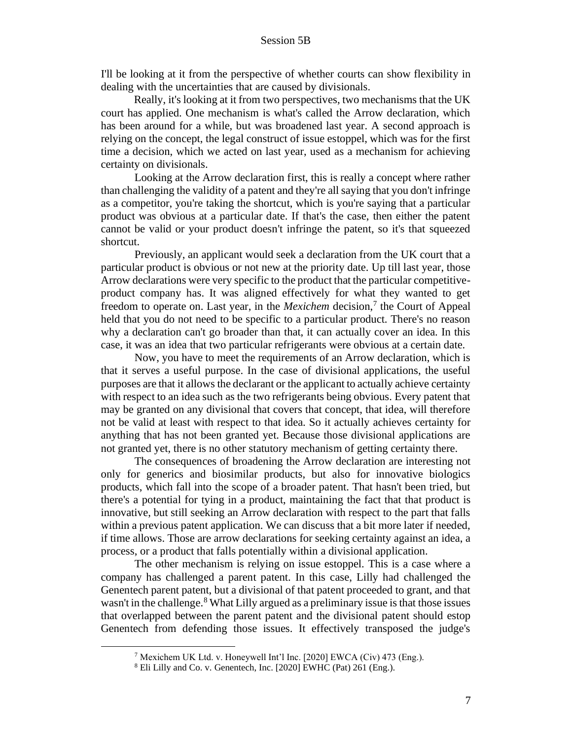I'll be looking at it from the perspective of whether courts can show flexibility in dealing with the uncertainties that are caused by divisionals.

Really, it's looking at it from two perspectives, two mechanisms that the UK court has applied. One mechanism is what's called the Arrow declaration, which has been around for a while, but was broadened last year. A second approach is relying on the concept, the legal construct of issue estoppel, which was for the first time a decision, which we acted on last year, used as a mechanism for achieving certainty on divisionals.

Looking at the Arrow declaration first, this is really a concept where rather than challenging the validity of a patent and they're all saying that you don't infringe as a competitor, you're taking the shortcut, which is you're saying that a particular product was obvious at a particular date. If that's the case, then either the patent cannot be valid or your product doesn't infringe the patent, so it's that squeezed shortcut.

Previously, an applicant would seek a declaration from the UK court that a particular product is obvious or not new at the priority date. Up till last year, those Arrow declarations were very specific to the product that the particular competitive-product company has. It was aligned effectively for what they wanted to get freedom to operate on. Last year, in the *Mexichem* decision,[7] the Court of Appeal held that you do not need to be specific to a particular product. There's no reason why a declaration can't go broader than that, it can actually cover an idea. In this case, it was an idea that two particular refrigerants were obvious at a certain date.

Now, you have to meet the requirements of an Arrow declaration, which is that it serves a useful purpose. In the case of divisional applications, the useful purposes are that it allows the declarant or the applicant to actually achieve certainty with respect to an idea such as the two refrigerants being obvious. Every patent that may be granted on any divisional that covers that concept, that idea, will therefore not be valid at least with respect to that idea. So it actually achieves certainty for anything that has not been granted yet. Because those divisional applications are not granted yet, there is no other statutory mechanism of getting certainty there.

The consequences of broadening the Arrow declaration are interesting not only for generics and biosimilar products, but also for innovative biologics products, which fall into the scope of a broader patent. That hasn't been tried, but there's a potential for tying in a product, maintaining the fact that that product is innovative, but still seeking an Arrow declaration with respect to the part that falls within a previous patent application. We can discuss that a bit more later if needed, if time allows. Those are arrow declarations for seeking certainty against an idea, a process, or a product that falls potentially within a divisional application.

The other mechanism is relying on issue estoppel. This is a case where a company has challenged a parent patent. In this case, Lilly had challenged the Genentech parent patent, but a divisional of that patent proceeded to grant, and that wasn't in the challenge.[8] What Lilly argued as a preliminary issue is that those issues that overlapped between the parent patent and the divisional patent should estop Genentech from defending those issues. It effectively transposed the judge's

---

[7] Mexichem UK Ltd. v. Honeywell Int'l Inc. [2020] EWCA (Civ) 473 (Eng.).

[8] Eli Lilly and Co. v. Genentech, Inc. [2020] EWHC (Pat) 261 (Eng.).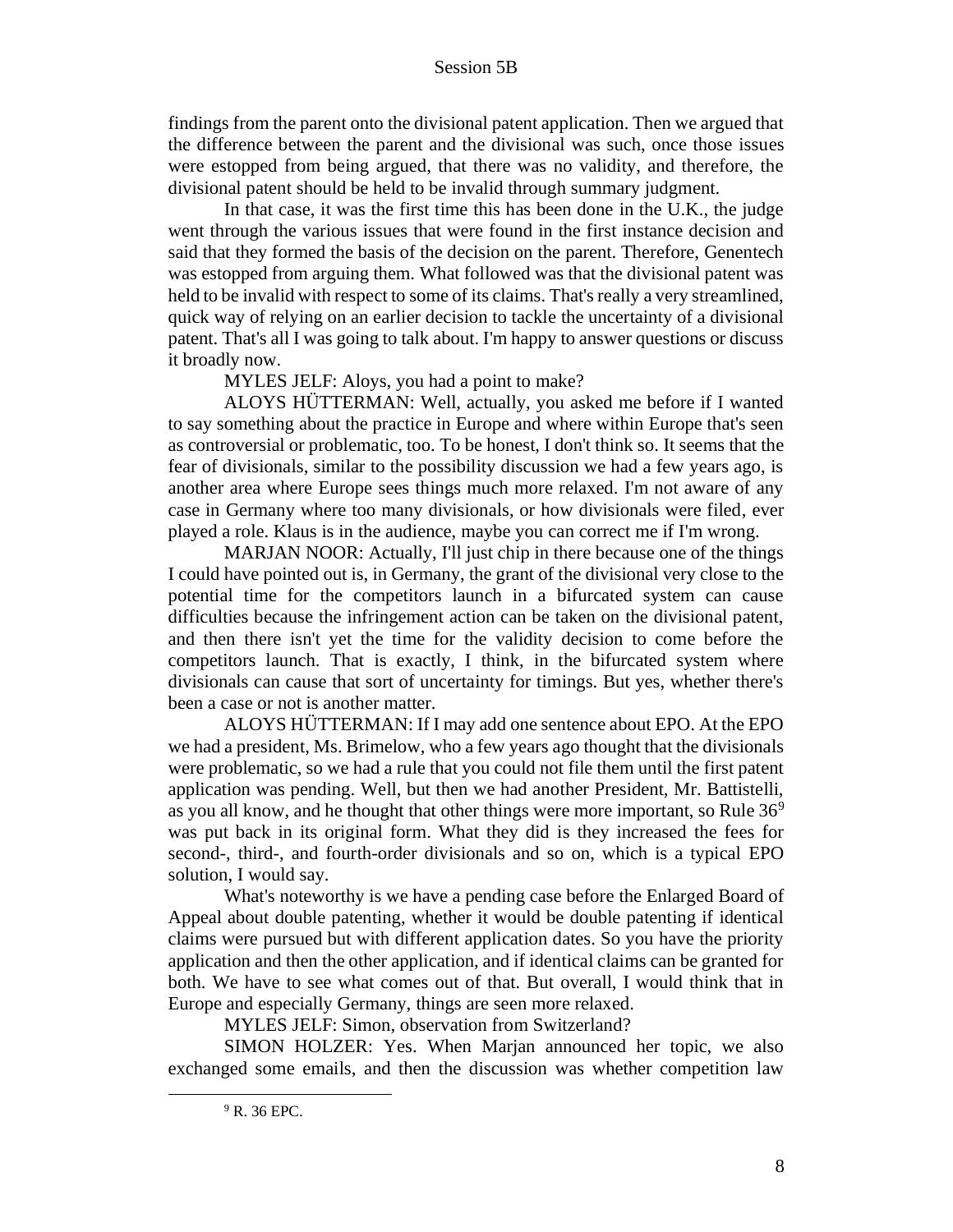findings from the parent onto the divisional patent application. Then we argued that the difference between the parent and the divisional was such, once those issues were estopped from being argued, that there was no validity, and therefore, the divisional patent should be held to be invalid through summary judgment.

In that case, it was the first time this has been done in the U.K., the judge went through the various issues that were found in the first instance decision and said that they formed the basis of the decision on the parent. Therefore, Genentech was estopped from arguing them. What followed was that the divisional patent was held to be invalid with respect to some of its claims. That's really a very streamlined, quick way of relying on an earlier decision to tackle the uncertainty of a divisional patent. That's all I was going to talk about. I'm happy to answer questions or discuss it broadly now.

MYLES JELF: Aloys, you had a point to make?

ALOYS HÜTTERMAN: Well, actually, you asked me before if I wanted to say something about the practice in Europe and where within Europe that's seen as controversial or problematic, too. To be honest, I don't think so. It seems that the fear of divisionals, similar to the possibility discussion we had a few years ago, is another area where Europe sees things much more relaxed. I'm not aware of any case in Germany where too many divisionals, or how divisionals were filed, ever played a role. Klaus is in the audience, maybe you can correct me if I'm wrong.

MARJAN NOOR: Actually, I'll just chip in there because one of the things I could have pointed out is, in Germany, the grant of the divisional very close to the potential time for the competitors launch in a bifurcated system can cause difficulties because the infringement action can be taken on the divisional patent, and then there isn't yet the time for the validity decision to come before the competitors launch. That is exactly, I think, in the bifurcated system where divisionals can cause that sort of uncertainty for timings. But yes, whether there's been a case or not is another matter.

ALOYS HÜTTERMAN: If I may add one sentence about EPO. At the EPO we had a president, Ms. Brimelow, who a few years ago thought that the divisionals were problematic, so we had a rule that you could not file them until the first patent application was pending. Well, but then we had another President, Mr. Battistelli, as you all know, and he thought that other things were more important, so Rule 36[9] was put back in its original form. What they did is they increased the fees for second-, third-, and fourth-order divisionals and so on, which is a typical EPO solution, I would say.

What's noteworthy is we have a pending case before the Enlarged Board of Appeal about double patenting, whether it would be double patenting if identical claims were pursued but with different application dates. So you have the priority application and then the other application, and if identical claims can be granted for both. We have to see what comes out of that. But overall, I would think that in Europe and especially Germany, things are seen more relaxed.

MYLES JELF: Simon, observation from Switzerland?

SIMON HOLZER: Yes. When Marjan announced her topic, we also exchanged some emails, and then the discussion was whether competition law

[9] R. 36 EPC.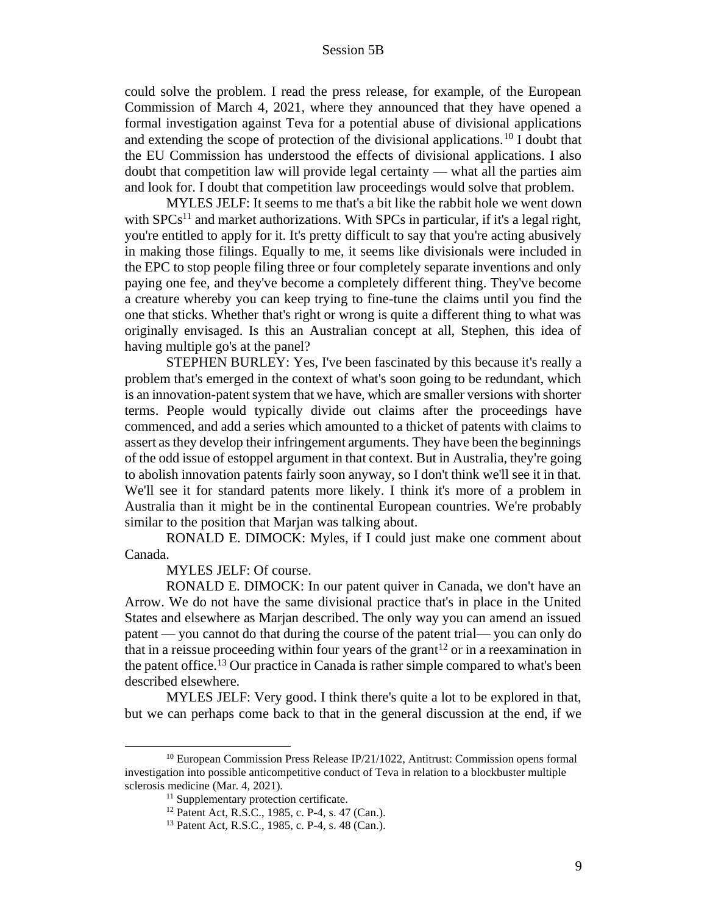could solve the problem. I read the press release, for example, of the European Commission of March 4, 2021, where they announced that they have opened a formal investigation against Teva for a potential abuse of divisional applications and extending the scope of protection of the divisional applications.[10] I doubt that the EU Commission has understood the effects of divisional applications. I also doubt that competition law will provide legal certainty — what all the parties aim and look for. I doubt that competition law proceedings would solve that problem.

MYLES JELF: It seems to me that's a bit like the rabbit hole we went down with SPCs[11] and market authorizations. With SPCs in particular, if it's a legal right, you're entitled to apply for it. It's pretty difficult to say that you're acting abusively in making those filings. Equally to me, it seems like divisionals were included in the EPC to stop people filing three or four completely separate inventions and only paying one fee, and they've become a completely different thing. They've become a creature whereby you can keep trying to fine-tune the claims until you find the one that sticks. Whether that's right or wrong is quite a different thing to what was originally envisaged. Is this an Australian concept at all, Stephen, this idea of having multiple go's at the panel?

STEPHEN BURLEY: Yes, I've been fascinated by this because it's really a problem that's emerged in the context of what's soon going to be redundant, which is an innovation-patent system that we have, which are smaller versions with shorter terms. People would typically divide out claims after the proceedings have commenced, and add a series which amounted to a thicket of patents with claims to assert as they develop their infringement arguments. They have been the beginnings of the odd issue of estoppel argument in that context. But in Australia, they're going to abolish innovation patents fairly soon anyway, so I don't think we'll see it in that. We'll see it for standard patents more likely. I think it's more of a problem in Australia than it might be in the continental European countries. We're probably similar to the position that Marjan was talking about.

RONALD E. DIMOCK: Myles, if I could just make one comment about Canada.

MYLES JELF: Of course.

RONALD E. DIMOCK: In our patent quiver in Canada, we don't have an Arrow. We do not have the same divisional practice that's in place in the United States and elsewhere as Marjan described. The only way you can amend an issued patent — you cannot do that during the course of the patent trial— you can only do that in a reissue proceeding within four years of the grant[12] or in a reexamination in the patent office.[13] Our practice in Canada is rather simple compared to what's been described elsewhere.

MYLES JELF: Very good. I think there's quite a lot to be explored in that, but we can perhaps come back to that in the general discussion at the end, if we

---

[10] European Commission Press Release IP/21/1022, Antitrust: Commission opens formal investigation into possible anticompetitive conduct of Teva in relation to a blockbuster multiple sclerosis medicine (Mar. 4, 2021).

[11] Supplementary protection certificate.

[12] Patent Act, R.S.C., 1985, c. P-4, s. 47 (Can.).

[13] Patent Act, R.S.C., 1985, c. P-4, s. 48 (Can.).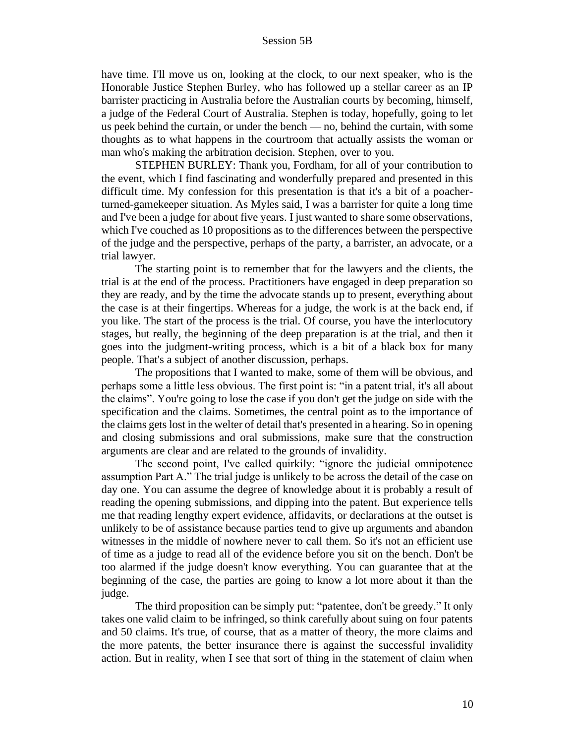have time. I'll move us on, looking at the clock, to our next speaker, who is the Honorable Justice Stephen Burley, who has followed up a stellar career as an IP barrister practicing in Australia before the Australian courts by becoming, himself, a judge of the Federal Court of Australia. Stephen is today, hopefully, going to let us peek behind the curtain, or under the bench — no, behind the curtain, with some thoughts as to what happens in the courtroom that actually assists the woman or man who's making the arbitration decision. Stephen, over to you.

STEPHEN BURLEY: Thank you, Fordham, for all of your contribution to the event, which I find fascinating and wonderfully prepared and presented in this difficult time. My confession for this presentation is that it's a bit of a poacher-turned-gamekeeper situation. As Myles said, I was a barrister for quite a long time and I've been a judge for about five years. I just wanted to share some observations, which I've couched as 10 propositions as to the differences between the perspective of the judge and the perspective, perhaps of the party, a barrister, an advocate, or a trial lawyer.

The starting point is to remember that for the lawyers and the clients, the trial is at the end of the process. Practitioners have engaged in deep preparation so they are ready, and by the time the advocate stands up to present, everything about the case is at their fingertips. Whereas for a judge, the work is at the back end, if you like. The start of the process is the trial. Of course, you have the interlocutory stages, but really, the beginning of the deep preparation is at the trial, and then it goes into the judgment-writing process, which is a bit of a black box for many people. That's a subject of another discussion, perhaps.

The propositions that I wanted to make, some of them will be obvious, and perhaps some a little less obvious. The first point is: "in a patent trial, it's all about the claims". You're going to lose the case if you don't get the judge on side with the specification and the claims. Sometimes, the central point as to the importance of the claims gets lost in the welter of detail that's presented in a hearing. So in opening and closing submissions and oral submissions, make sure that the construction arguments are clear and are related to the grounds of invalidity.

The second point, I've called quirkily: "ignore the judicial omnipotence assumption Part A." The trial judge is unlikely to be across the detail of the case on day one. You can assume the degree of knowledge about it is probably a result of reading the opening submissions, and dipping into the patent. But experience tells me that reading lengthy expert evidence, affidavits, or declarations at the outset is unlikely to be of assistance because parties tend to give up arguments and abandon witnesses in the middle of nowhere never to call them. So it's not an efficient use of time as a judge to read all of the evidence before you sit on the bench. Don't be too alarmed if the judge doesn't know everything. You can guarantee that at the beginning of the case, the parties are going to know a lot more about it than the judge.

The third proposition can be simply put: "patentee, don't be greedy." It only takes one valid claim to be infringed, so think carefully about suing on four patents and 50 claims. It's true, of course, that as a matter of theory, the more claims and the more patents, the better insurance there is against the successful invalidity action. But in reality, when I see that sort of thing in the statement of claim when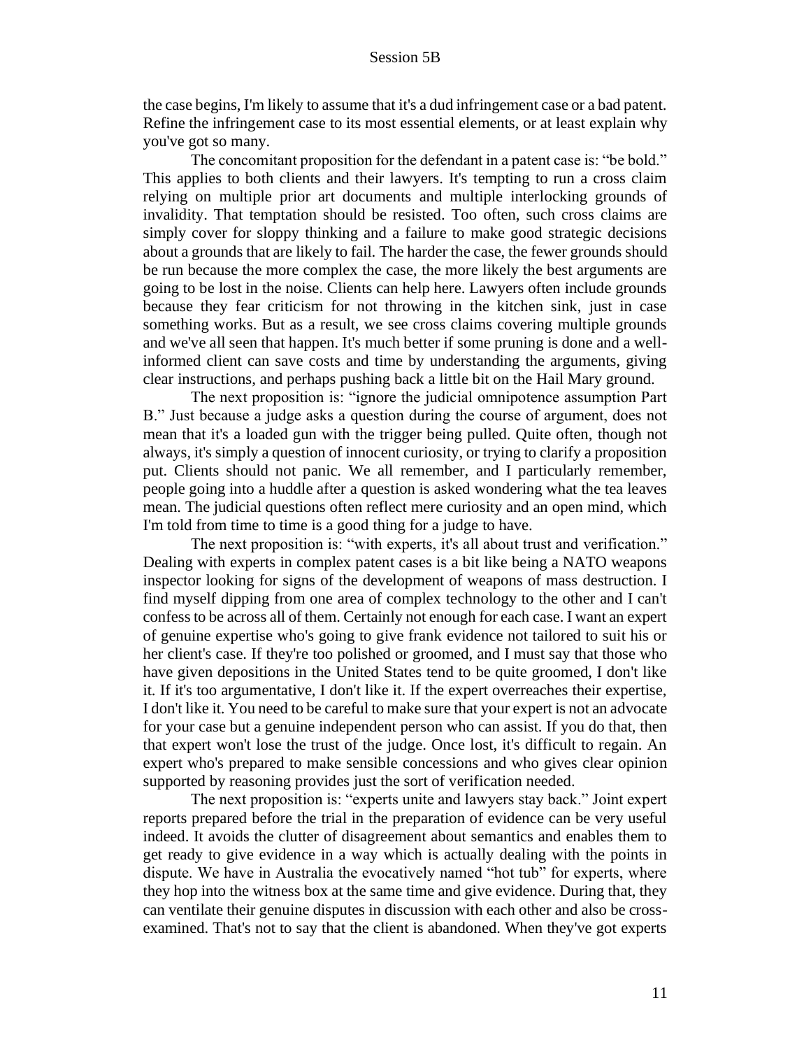the case begins, I'm likely to assume that it's a dud infringement case or a bad patent. Refine the infringement case to its most essential elements, or at least explain why you've got so many.

The concomitant proposition for the defendant in a patent case is: "be bold." This applies to both clients and their lawyers. It's tempting to run a cross claim relying on multiple prior art documents and multiple interlocking grounds of invalidity. That temptation should be resisted. Too often, such cross claims are simply cover for sloppy thinking and a failure to make good strategic decisions about a grounds that are likely to fail. The harder the case, the fewer grounds should be run because the more complex the case, the more likely the best arguments are going to be lost in the noise. Clients can help here. Lawyers often include grounds because they fear criticism for not throwing in the kitchen sink, just in case something works. But as a result, we see cross claims covering multiple grounds and we've all seen that happen. It's much better if some pruning is done and a well-informed client can save costs and time by understanding the arguments, giving clear instructions, and perhaps pushing back a little bit on the Hail Mary ground.

The next proposition is: "ignore the judicial omnipotence assumption Part B." Just because a judge asks a question during the course of argument, does not mean that it's a loaded gun with the trigger being pulled. Quite often, though not always, it's simply a question of innocent curiosity, or trying to clarify a proposition put. Clients should not panic. We all remember, and I particularly remember, people going into a huddle after a question is asked wondering what the tea leaves mean. The judicial questions often reflect mere curiosity and an open mind, which I'm told from time to time is a good thing for a judge to have.

The next proposition is: "with experts, it's all about trust and verification." Dealing with experts in complex patent cases is a bit like being a NATO weapons inspector looking for signs of the development of weapons of mass destruction. I find myself dipping from one area of complex technology to the other and I can't confess to be across all of them. Certainly not enough for each case. I want an expert of genuine expertise who's going to give frank evidence not tailored to suit his or her client's case. If they're too polished or groomed, and I must say that those who have given depositions in the United States tend to be quite groomed, I don't like it. If it's too argumentative, I don't like it. If the expert overreaches their expertise, I don't like it. You need to be careful to make sure that your expert is not an advocate for your case but a genuine independent person who can assist. If you do that, then that expert won't lose the trust of the judge. Once lost, it's difficult to regain. An expert who's prepared to make sensible concessions and who gives clear opinion supported by reasoning provides just the sort of verification needed.

The next proposition is: "experts unite and lawyers stay back." Joint expert reports prepared before the trial in the preparation of evidence can be very useful indeed. It avoids the clutter of disagreement about semantics and enables them to get ready to give evidence in a way which is actually dealing with the points in dispute. We have in Australia the evocatively named "hot tub" for experts, where they hop into the witness box at the same time and give evidence. During that, they can ventilate their genuine disputes in discussion with each other and also be cross-examined. That's not to say that the client is abandoned. When they've got experts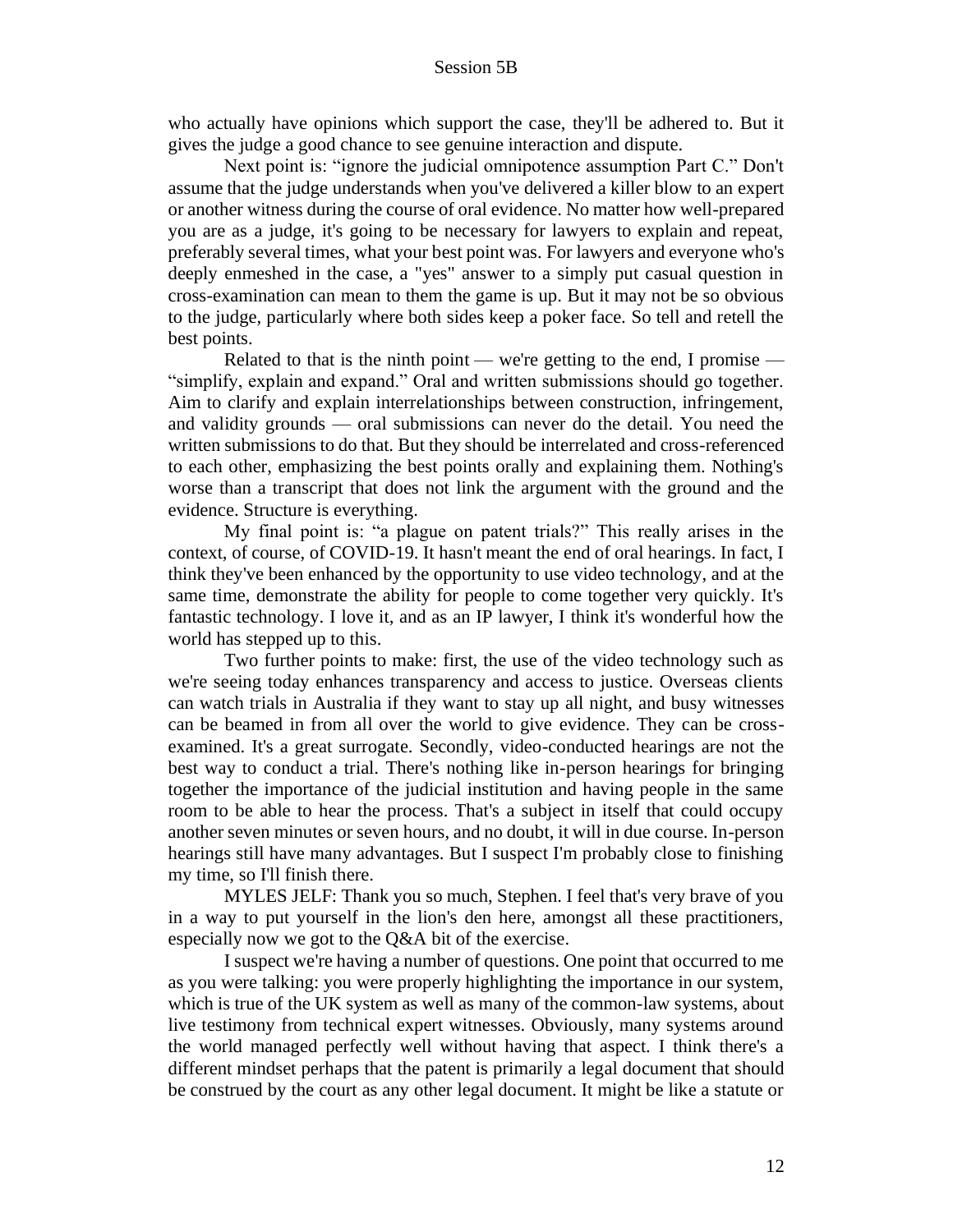who actually have opinions which support the case, they'll be adhered to. But it gives the judge a good chance to see genuine interaction and dispute.

Next point is: "ignore the judicial omnipotence assumption Part C." Don't assume that the judge understands when you've delivered a killer blow to an expert or another witness during the course of oral evidence. No matter how well-prepared you are as a judge, it's going to be necessary for lawyers to explain and repeat, preferably several times, what your best point was. For lawyers and everyone who's deeply enmeshed in the case, a "yes" answer to a simply put casual question in cross-examination can mean to them the game is up. But it may not be so obvious to the judge, particularly where both sides keep a poker face. So tell and retell the best points.

Related to that is the ninth point — we're getting to the end, I promise — "simplify, explain and expand." Oral and written submissions should go together. Aim to clarify and explain interrelationships between construction, infringement, and validity grounds — oral submissions can never do the detail. You need the written submissions to do that. But they should be interrelated and cross-referenced to each other, emphasizing the best points orally and explaining them. Nothing's worse than a transcript that does not link the argument with the ground and the evidence. Structure is everything.

My final point is: "a plague on patent trials?" This really arises in the context, of course, of COVID-19. It hasn't meant the end of oral hearings. In fact, I think they've been enhanced by the opportunity to use video technology, and at the same time, demonstrate the ability for people to come together very quickly. It's fantastic technology. I love it, and as an IP lawyer, I think it's wonderful how the world has stepped up to this.

Two further points to make: first, the use of the video technology such as we're seeing today enhances transparency and access to justice. Overseas clients can watch trials in Australia if they want to stay up all night, and busy witnesses can be beamed in from all over the world to give evidence. They can be cross-examined. It's a great surrogate. Secondly, video-conducted hearings are not the best way to conduct a trial. There's nothing like in-person hearings for bringing together the importance of the judicial institution and having people in the same room to be able to hear the process. That's a subject in itself that could occupy another seven minutes or seven hours, and no doubt, it will in due course. In-person hearings still have many advantages. But I suspect I'm probably close to finishing my time, so I'll finish there.

MYLES JELF: Thank you so much, Stephen. I feel that's very brave of you in a way to put yourself in the lion's den here, amongst all these practitioners, especially now we got to the Q&A bit of the exercise.

I suspect we're having a number of questions. One point that occurred to me as you were talking: you were properly highlighting the importance in our system, which is true of the UK system as well as many of the common-law systems, about live testimony from technical expert witnesses. Obviously, many systems around the world managed perfectly well without having that aspect. I think there's a different mindset perhaps that the patent is primarily a legal document that should be construed by the court as any other legal document. It might be like a statute or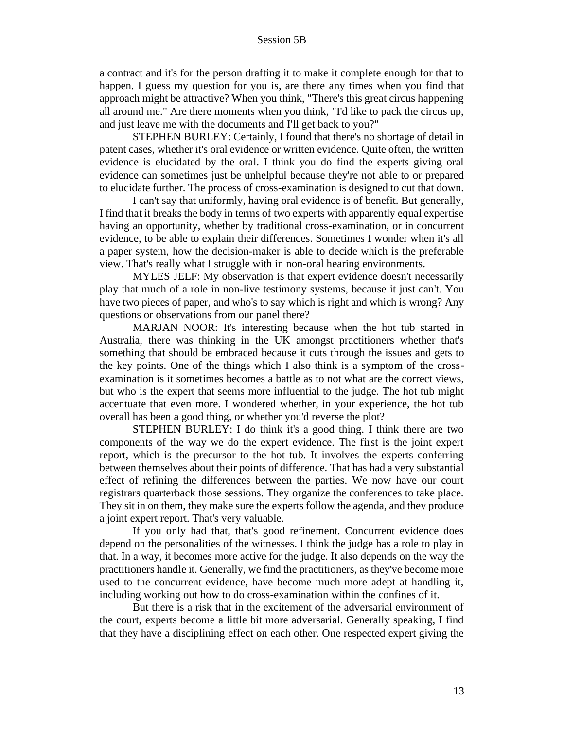a contract and it's for the person drafting it to make it complete enough for that to happen. I guess my question for you is, are there any times when you find that approach might be attractive? When you think, "There's this great circus happening all around me." Are there moments when you think, "I'd like to pack the circus up, and just leave me with the documents and I'll get back to you?"

STEPHEN BURLEY: Certainly, I found that there's no shortage of detail in patent cases, whether it's oral evidence or written evidence. Quite often, the written evidence is elucidated by the oral. I think you do find the experts giving oral evidence can sometimes just be unhelpful because they're not able to or prepared to elucidate further. The process of cross-examination is designed to cut that down.

I can't say that uniformly, having oral evidence is of benefit. But generally, I find that it breaks the body in terms of two experts with apparently equal expertise having an opportunity, whether by traditional cross-examination, or in concurrent evidence, to be able to explain their differences. Sometimes I wonder when it's all a paper system, how the decision-maker is able to decide which is the preferable view. That's really what I struggle with in non-oral hearing environments.

MYLES JELF: My observation is that expert evidence doesn't necessarily play that much of a role in non-live testimony systems, because it just can't. You have two pieces of paper, and who's to say which is right and which is wrong? Any questions or observations from our panel there?

MARJAN NOOR: It's interesting because when the hot tub started in Australia, there was thinking in the UK amongst practitioners whether that's something that should be embraced because it cuts through the issues and gets to the key points. One of the things which I also think is a symptom of the cross-examination is it sometimes becomes a battle as to not what are the correct views, but who is the expert that seems more influential to the judge. The hot tub might accentuate that even more. I wondered whether, in your experience, the hot tub overall has been a good thing, or whether you'd reverse the plot?

STEPHEN BURLEY: I do think it's a good thing. I think there are two components of the way we do the expert evidence. The first is the joint expert report, which is the precursor to the hot tub. It involves the experts conferring between themselves about their points of difference. That has had a very substantial effect of refining the differences between the parties. We now have our court registrars quarterback those sessions. They organize the conferences to take place. They sit in on them, they make sure the experts follow the agenda, and they produce a joint expert report. That's very valuable.

If you only had that, that's good refinement. Concurrent evidence does depend on the personalities of the witnesses. I think the judge has a role to play in that. In a way, it becomes more active for the judge. It also depends on the way the practitioners handle it. Generally, we find the practitioners, as they've become more used to the concurrent evidence, have become much more adept at handling it, including working out how to do cross-examination within the confines of it.

But there is a risk that in the excitement of the adversarial environment of the court, experts become a little bit more adversarial. Generally speaking, I find that they have a disciplining effect on each other. One respected expert giving the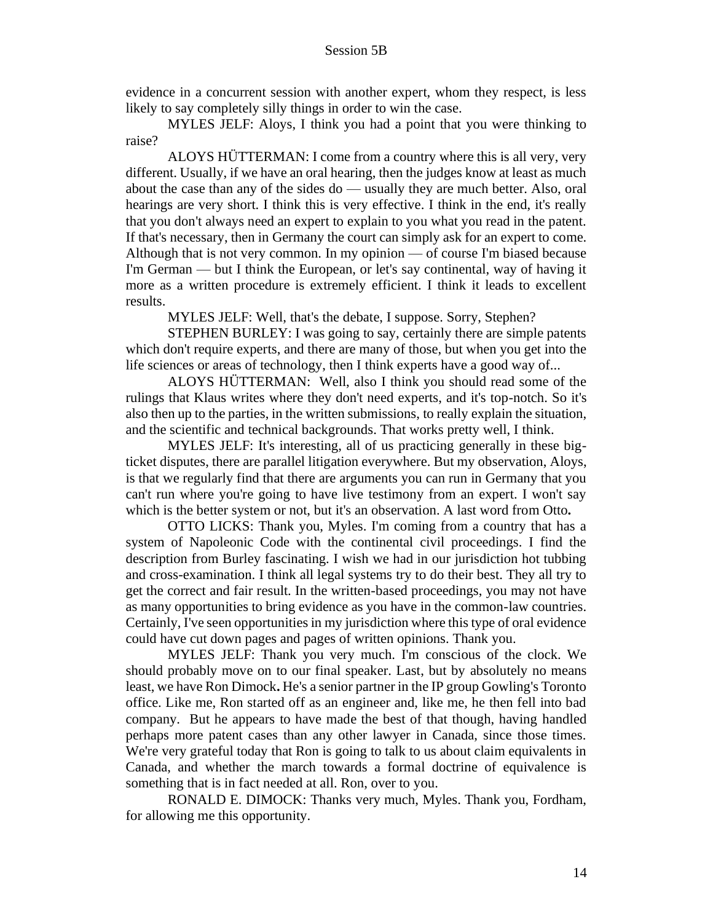evidence in a concurrent session with another expert, whom they respect, is less likely to say completely silly things in order to win the case.

MYLES JELF: Aloys, I think you had a point that you were thinking to raise?

ALOYS HÜTTERMAN: I come from a country where this is all very, very different. Usually, if we have an oral hearing, then the judges know at least as much about the case than any of the sides do — usually they are much better. Also, oral hearings are very short. I think this is very effective. I think in the end, it's really that you don't always need an expert to explain to you what you read in the patent. If that's necessary, then in Germany the court can simply ask for an expert to come. Although that is not very common. In my opinion — of course I'm biased because I'm German — but I think the European, or let's say continental, way of having it more as a written procedure is extremely efficient. I think it leads to excellent results.

MYLES JELF: Well, that's the debate, I suppose. Sorry, Stephen?

STEPHEN BURLEY: I was going to say, certainly there are simple patents which don't require experts, and there are many of those, but when you get into the life sciences or areas of technology, then I think experts have a good way of...

ALOYS HÜTTERMAN: Well, also I think you should read some of the rulings that Klaus writes where they don't need experts, and it's top-notch. So it's also then up to the parties, in the written submissions, to really explain the situation, and the scientific and technical backgrounds. That works pretty well, I think.

MYLES JELF: It's interesting, all of us practicing generally in these big-ticket disputes, there are parallel litigation everywhere. But my observation, Aloys, is that we regularly find that there are arguments you can run in Germany that you can't run where you're going to have live testimony from an expert. I won't say which is the better system or not, but it's an observation. A last word from Otto**.**

OTTO LICKS: Thank you, Myles. I'm coming from a country that has a system of Napoleonic Code with the continental civil proceedings. I find the description from Burley fascinating. I wish we had in our jurisdiction hot tubbing and cross-examination. I think all legal systems try to do their best. They all try to get the correct and fair result. In the written-based proceedings, you may not have as many opportunities to bring evidence as you have in the common-law countries. Certainly, I've seen opportunities in my jurisdiction where this type of oral evidence could have cut down pages and pages of written opinions. Thank you.

MYLES JELF: Thank you very much. I'm conscious of the clock. We should probably move on to our final speaker. Last, but by absolutely no means least, we have Ron Dimock**.** He's a senior partner in the IP group Gowling's Toronto office. Like me, Ron started off as an engineer and, like me, he then fell into bad company. But he appears to have made the best of that though, having handled perhaps more patent cases than any other lawyer in Canada, since those times. We're very grateful today that Ron is going to talk to us about claim equivalents in Canada, and whether the march towards a formal doctrine of equivalence is something that is in fact needed at all. Ron, over to you.

RONALD E. DIMOCK: Thanks very much, Myles. Thank you, Fordham, for allowing me this opportunity.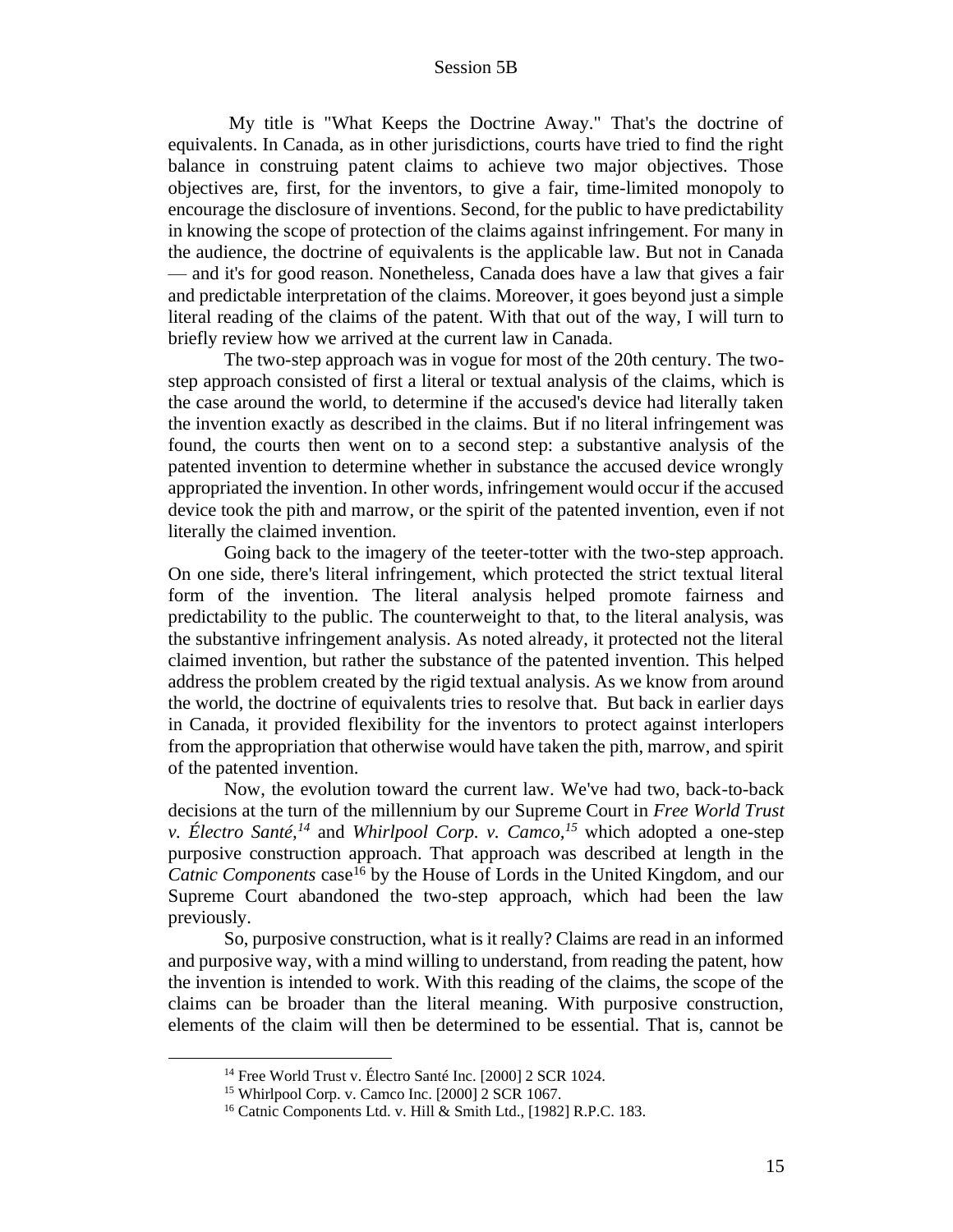My title is "What Keeps the Doctrine Away." That's the doctrine of equivalents. In Canada, as in other jurisdictions, courts have tried to find the right balance in construing patent claims to achieve two major objectives. Those objectives are, first, for the inventors, to give a fair, time-limited monopoly to encourage the disclosure of inventions. Second, for the public to have predictability in knowing the scope of protection of the claims against infringement. For many in the audience, the doctrine of equivalents is the applicable law. But not in Canada — and it's for good reason. Nonetheless, Canada does have a law that gives a fair and predictable interpretation of the claims. Moreover, it goes beyond just a simple literal reading of the claims of the patent. With that out of the way, I will turn to briefly review how we arrived at the current law in Canada.

The two-step approach was in vogue for most of the 20th century. The two-step approach consisted of first a literal or textual analysis of the claims, which is the case around the world, to determine if the accused's device had literally taken the invention exactly as described in the claims. But if no literal infringement was found, the courts then went on to a second step: a substantive analysis of the patented invention to determine whether in substance the accused device wrongly appropriated the invention. In other words, infringement would occur if the accused device took the pith and marrow, or the spirit of the patented invention, even if not literally the claimed invention.

Going back to the imagery of the teeter-totter with the two-step approach. On one side, there's literal infringement, which protected the strict textual literal form of the invention. The literal analysis helped promote fairness and predictability to the public. The counterweight to that, to the literal analysis, was the substantive infringement analysis. As noted already, it protected not the literal claimed invention, but rather the substance of the patented invention. This helped address the problem created by the rigid textual analysis. As we know from around the world, the doctrine of equivalents tries to resolve that. But back in earlier days in Canada, it provided flexibility for the inventors to protect against interlopers from the appropriation that otherwise would have taken the pith, marrow, and spirit of the patented invention.

Now, the evolution toward the current law. We've had two, back-to-back decisions at the turn of the millennium by our Supreme Court in *Free World Trust v. Électro Santé,*[14] and *Whirlpool Corp. v. Camco,*[15] which adopted a one-step purposive construction approach. That approach was described at length in the *Catnic Components* case[16] by the House of Lords in the United Kingdom, and our Supreme Court abandoned the two-step approach, which had been the law previously.

So, purposive construction, what is it really? Claims are read in an informed and purposive way, with a mind willing to understand, from reading the patent, how the invention is intended to work. With this reading of the claims, the scope of the claims can be broader than the literal meaning. With purposive construction, elements of the claim will then be determined to be essential. That is, cannot be

---

[14] Free World Trust v. Électro Santé Inc. [2000] 2 SCR 1024.

[15] Whirlpool Corp. v. Camco Inc. [2000] 2 SCR 1067.

[16] Catnic Components Ltd. v. Hill & Smith Ltd., [1982] R.P.C. 183.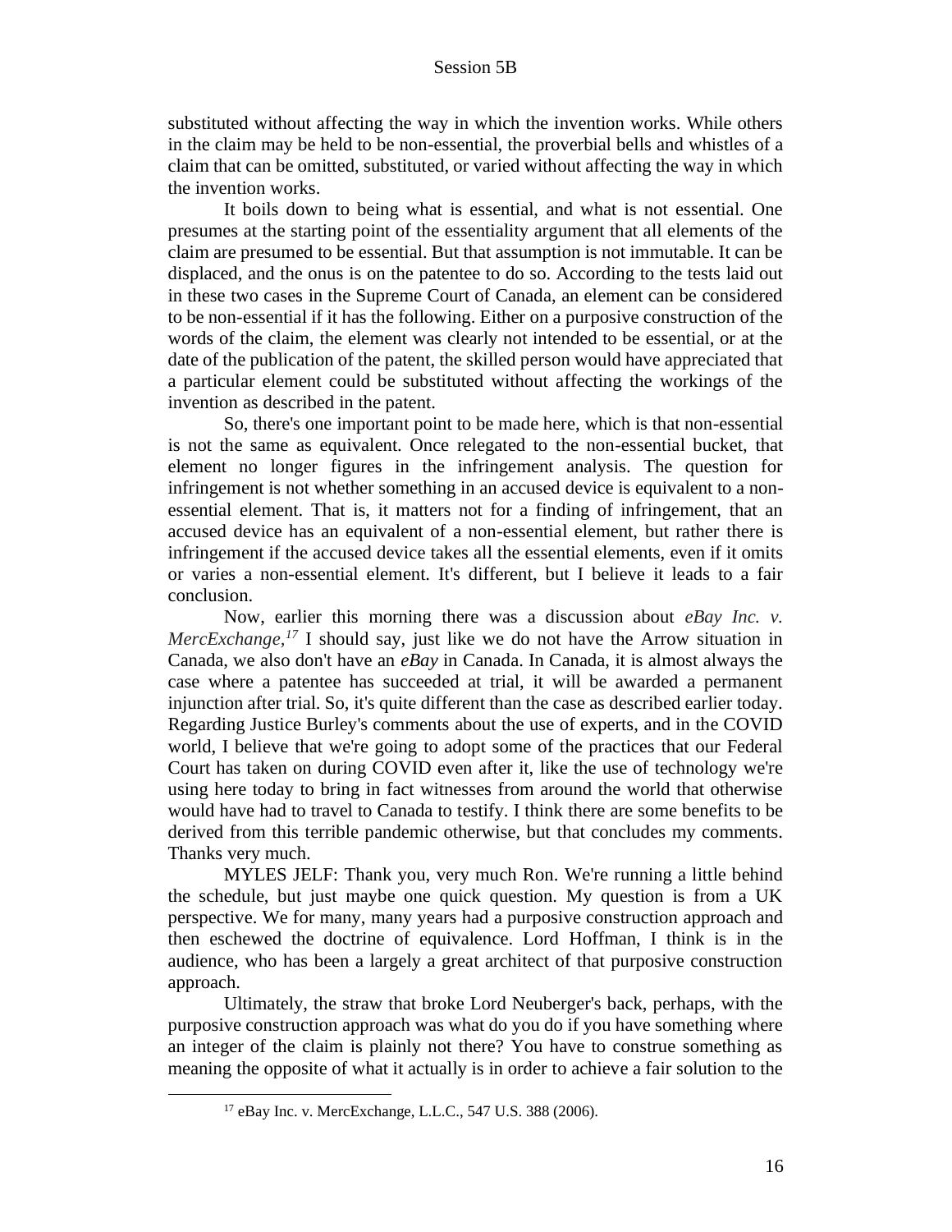substituted without affecting the way in which the invention works. While others in the claim may be held to be non-essential, the proverbial bells and whistles of a claim that can be omitted, substituted, or varied without affecting the way in which the invention works.

It boils down to being what is essential, and what is not essential. One presumes at the starting point of the essentiality argument that all elements of the claim are presumed to be essential. But that assumption is not immutable. It can be displaced, and the onus is on the patentee to do so. According to the tests laid out in these two cases in the Supreme Court of Canada, an element can be considered to be non-essential if it has the following. Either on a purposive construction of the words of the claim, the element was clearly not intended to be essential, or at the date of the publication of the patent, the skilled person would have appreciated that a particular element could be substituted without affecting the workings of the invention as described in the patent.

So, there's one important point to be made here, which is that non-essential is not the same as equivalent. Once relegated to the non-essential bucket, that element no longer figures in the infringement analysis. The question for infringement is not whether something in an accused device is equivalent to a non-essential element. That is, it matters not for a finding of infringement, that an accused device has an equivalent of a non-essential element, but rather there is infringement if the accused device takes all the essential elements, even if it omits or varies a non-essential element. It's different, but I believe it leads to a fair conclusion.

Now, earlier this morning there was a discussion about *eBay Inc. v. MercExchange,*[17] I should say, just like we do not have the Arrow situation in Canada, we also don't have an *eBay* in Canada. In Canada, it is almost always the case where a patentee has succeeded at trial, it will be awarded a permanent injunction after trial. So, it's quite different than the case as described earlier today. Regarding Justice Burley's comments about the use of experts, and in the COVID world, I believe that we're going to adopt some of the practices that our Federal Court has taken on during COVID even after it, like the use of technology we're using here today to bring in fact witnesses from around the world that otherwise would have had to travel to Canada to testify. I think there are some benefits to be derived from this terrible pandemic otherwise, but that concludes my comments. Thanks very much.

MYLES JELF: Thank you, very much Ron. We're running a little behind the schedule, but just maybe one quick question. My question is from a UK perspective. We for many, many years had a purposive construction approach and then eschewed the doctrine of equivalence. Lord Hoffman, I think is in the audience, who has been a largely a great architect of that purposive construction approach.

Ultimately, the straw that broke Lord Neuberger's back, perhaps, with the purposive construction approach was what do you do if you have something where an integer of the claim is plainly not there? You have to construe something as meaning the opposite of what it actually is in order to achieve a fair solution to the

[17] eBay Inc. v. MercExchange, L.L.C., 547 U.S. 388 (2006).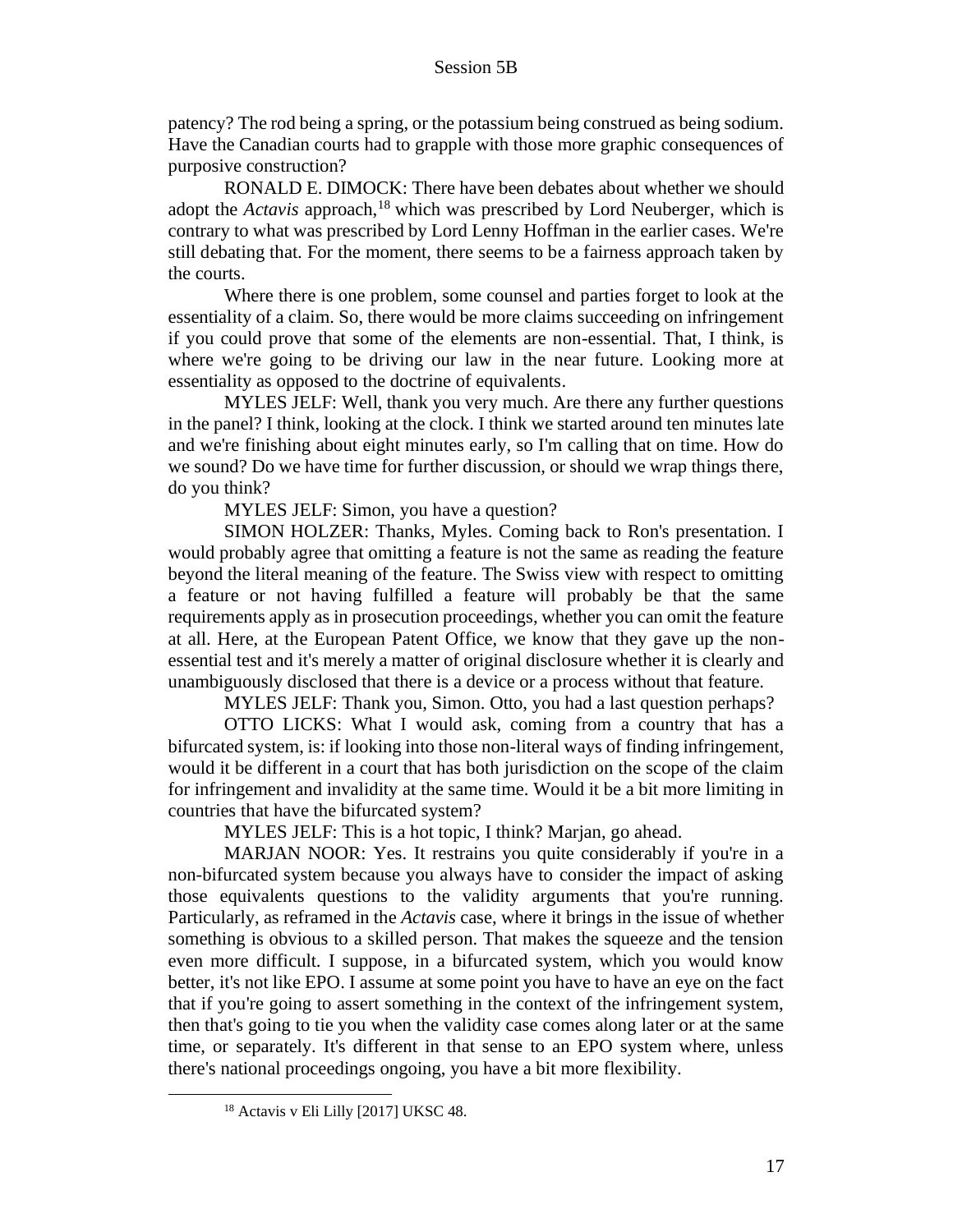patency? The rod being a spring, or the potassium being construed as being sodium. Have the Canadian courts had to grapple with those more graphic consequences of purposive construction?

RONALD E. DIMOCK: There have been debates about whether we should adopt the *Actavis* approach,[18] which was prescribed by Lord Neuberger, which is contrary to what was prescribed by Lord Lenny Hoffman in the earlier cases. We're still debating that. For the moment, there seems to be a fairness approach taken by the courts.

Where there is one problem, some counsel and parties forget to look at the essentiality of a claim. So, there would be more claims succeeding on infringement if you could prove that some of the elements are non-essential. That, I think, is where we're going to be driving our law in the near future. Looking more at essentiality as opposed to the doctrine of equivalents.

MYLES JELF: Well, thank you very much. Are there any further questions in the panel? I think, looking at the clock. I think we started around ten minutes late and we're finishing about eight minutes early, so I'm calling that on time. How do we sound? Do we have time for further discussion, or should we wrap things there, do you think?

MYLES JELF: Simon, you have a question?

SIMON HOLZER: Thanks, Myles. Coming back to Ron's presentation. I would probably agree that omitting a feature is not the same as reading the feature beyond the literal meaning of the feature. The Swiss view with respect to omitting a feature or not having fulfilled a feature will probably be that the same requirements apply as in prosecution proceedings, whether you can omit the feature at all. Here, at the European Patent Office, we know that they gave up the non-essential test and it's merely a matter of original disclosure whether it is clearly and unambiguously disclosed that there is a device or a process without that feature.

MYLES JELF: Thank you, Simon. Otto, you had a last question perhaps?

OTTO LICKS: What I would ask, coming from a country that has a bifurcated system, is: if looking into those non-literal ways of finding infringement, would it be different in a court that has both jurisdiction on the scope of the claim for infringement and invalidity at the same time. Would it be a bit more limiting in countries that have the bifurcated system?

MYLES JELF: This is a hot topic, I think? Marjan, go ahead.

MARJAN NOOR: Yes. It restrains you quite considerably if you're in a non-bifurcated system because you always have to consider the impact of asking those equivalents questions to the validity arguments that you're running. Particularly, as reframed in the *Actavis* case, where it brings in the issue of whether something is obvious to a skilled person. That makes the squeeze and the tension even more difficult. I suppose, in a bifurcated system, which you would know better, it's not like EPO. I assume at some point you have to have an eye on the fact that if you're going to assert something in the context of the infringement system, then that's going to tie you when the validity case comes along later or at the same time, or separately. It's different in that sense to an EPO system where, unless there's national proceedings ongoing, you have a bit more flexibility.

[18] Actavis v Eli Lilly [2017] UKSC 48.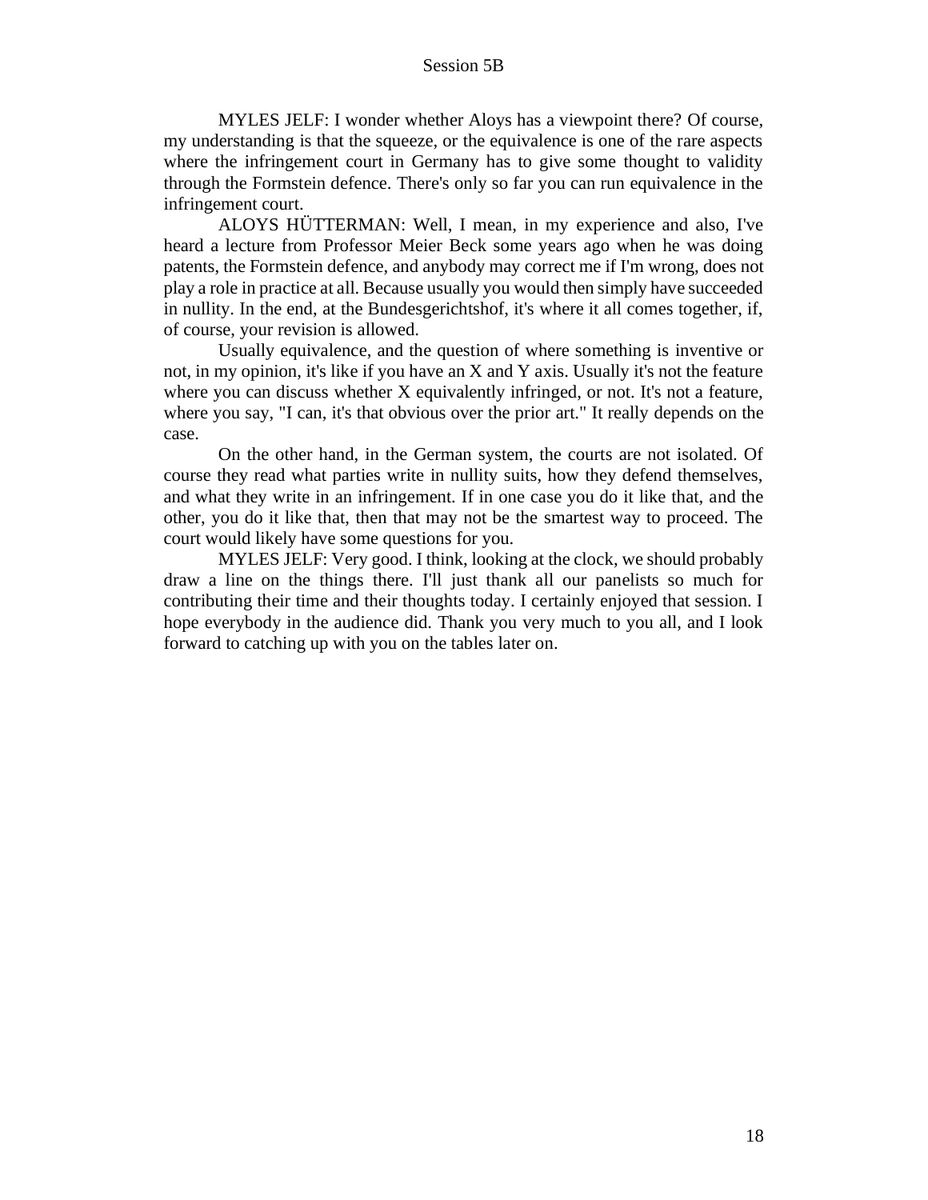MYLES JELF: I wonder whether Aloys has a viewpoint there? Of course, my understanding is that the squeeze, or the equivalence is one of the rare aspects where the infringement court in Germany has to give some thought to validity through the Formstein defence. There's only so far you can run equivalence in the infringement court.

ALOYS HÜTTERMAN: Well, I mean, in my experience and also, I've heard a lecture from Professor Meier Beck some years ago when he was doing patents, the Formstein defence, and anybody may correct me if I'm wrong, does not play a role in practice at all. Because usually you would then simply have succeeded in nullity. In the end, at the Bundesgerichtshof, it's where it all comes together, if, of course, your revision is allowed.

Usually equivalence, and the question of where something is inventive or not, in my opinion, it's like if you have an X and Y axis. Usually it's not the feature where you can discuss whether X equivalently infringed, or not. It's not a feature, where you say, "I can, it's that obvious over the prior art." It really depends on the case.

On the other hand, in the German system, the courts are not isolated. Of course they read what parties write in nullity suits, how they defend themselves, and what they write in an infringement. If in one case you do it like that, and the other, you do it like that, then that may not be the smartest way to proceed. The court would likely have some questions for you.

MYLES JELF: Very good. I think, looking at the clock, we should probably draw a line on the things there. I'll just thank all our panelists so much for contributing their time and their thoughts today. I certainly enjoyed that session. I hope everybody in the audience did. Thank you very much to you all, and I look forward to catching up with you on the tables later on.